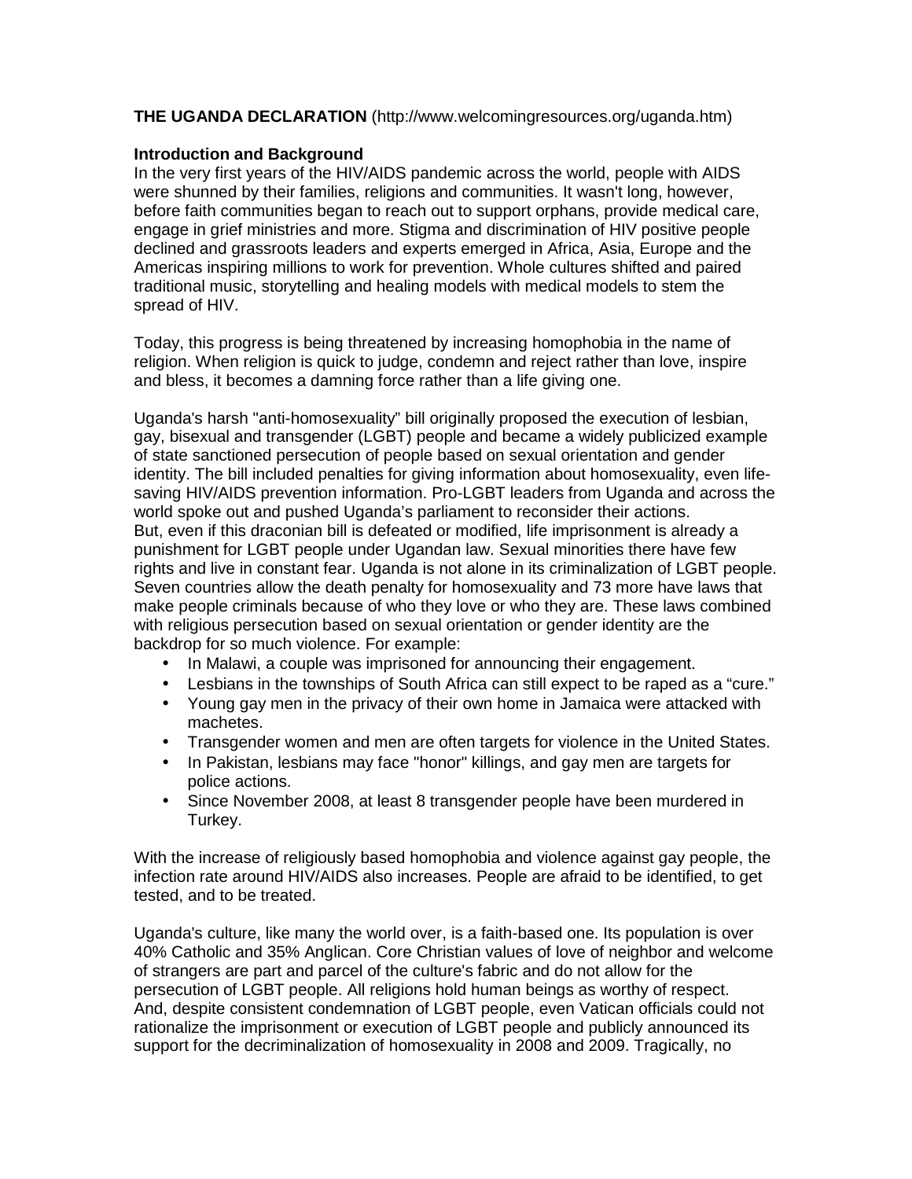**THE UGANDA DECLARATION** (http://www.welcomingresources.org/uganda.htm)

**Introduction and Background**

In the very first years of the HIV/AIDS pandemic across the world, people with AIDS were shunned by their families, religions and communities. It wasn't long, however, before faith communities began to reach out to support orphans, provide medical care, engage in grief ministries and more. Stigma and discrimination of HIV positive people declined and grassroots leaders and experts emerged in Africa, Asia, Europe and the Americas inspiring millions to work for prevention. Whole cultures shifted and paired traditional music, storytelling and healing models with medical models to stem the spread of HIV.

Today, this progress is being threatened by increasing homophobia in the name of religion. When religion is quick to judge, condemn and reject rather than love, inspire and bless, it becomes a damning force rather than a life giving one.

Uganda's harsh "anti-homosexuality" bill originally proposed the execution of lesbian, gay, bisexual and transgender (LGBT) people and became a widely publicized example of state sanctioned persecution of people based on sexual orientation and gender identity. The bill included penalties for giving information about homosexuality, even life-saving HIV/AIDS prevention information. Pro-LGBT leaders from Uganda and across the world spoke out and pushed Uganda's parliament to reconsider their actions.

But, even if this draconian bill is defeated or modified, life imprisonment is already a punishment for LGBT people under Ugandan law. Sexual minorities there have few rights and live in constant fear. Uganda is not alone in its criminalization of LGBT people. Seven countries allow the death penalty for homosexuality and 73 more have laws that make people criminals because of who they love or who they are. These laws combined with religious persecution based on sexual orientation or gender identity are the backdrop for so much violence. For example:

- In Malawi, a couple was imprisoned for announcing their engagement.
- Lesbians in the townships of South Africa can still expect to be raped as a "cure."
- Young gay men in the privacy of their own home in Jamaica were attacked with machetes.
- Transgender women and men are often targets for violence in the United States.
- In Pakistan, lesbians may face "honor" killings, and gay men are targets for police actions.
- Since November 2008, at least 8 transgender people have been murdered in Turkey.

With the increase of religiously based homophobia and violence against gay people, the infection rate around HIV/AIDS also increases. People are afraid to be identified, to get tested, and to be treated.

Uganda's culture, like many the world over, is a faith-based one. Its population is over 40% Catholic and 35% Anglican. Core Christian values of love of neighbor and welcome of strangers are part and parcel of the culture's fabric and do not allow for the persecution of LGBT people. All religions hold human beings as worthy of respect. And, despite consistent condemnation of LGBT people, even Vatican officials could not rationalize the imprisonment or execution of LGBT people and publicly announced its support for the decriminalization of homosexuality in 2008 and 2009. Tragically, no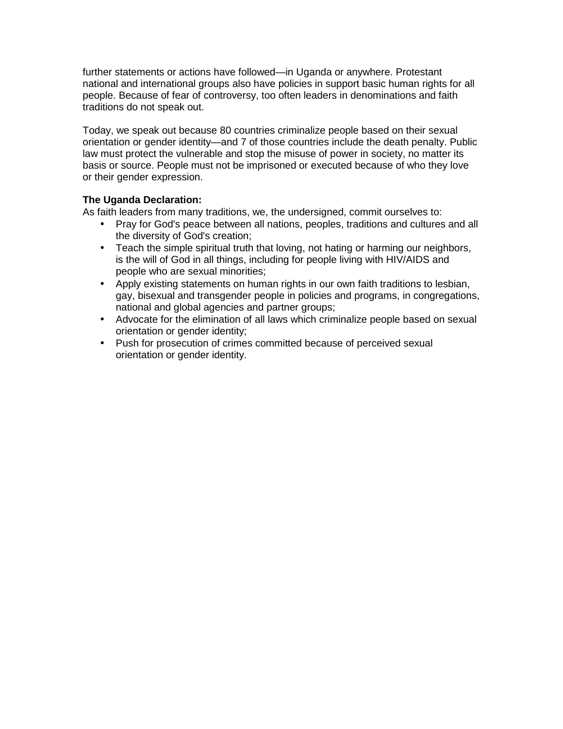further statements or actions have followed—in Uganda or anywhere. Protestant national and international groups also have policies in support basic human rights for all people. Because of fear of controversy, too often leaders in denominations and faith traditions do not speak out.

Today, we speak out because 80 countries criminalize people based on their sexual orientation or gender identity—and 7 of those countries include the death penalty. Public law must protect the vulnerable and stop the misuse of power in society, no matter its basis or source. People must not be imprisoned or executed because of who they love or their gender expression.

**The Uganda Declaration:**

As faith leaders from many traditions, we, the undersigned, commit ourselves to:

- Pray for God's peace between all nations, peoples, traditions and cultures and all the diversity of God's creation;
- Teach the simple spiritual truth that loving, not hating or harming our neighbors, is the will of God in all things, including for people living with HIV/AIDS and people who are sexual minorities;
- Apply existing statements on human rights in our own faith traditions to lesbian, gay, bisexual and transgender people in policies and programs, in congregations, national and global agencies and partner groups;
- Advocate for the elimination of all laws which criminalize people based on sexual orientation or gender identity;
- Push for prosecution of crimes committed because of perceived sexual orientation or gender identity.